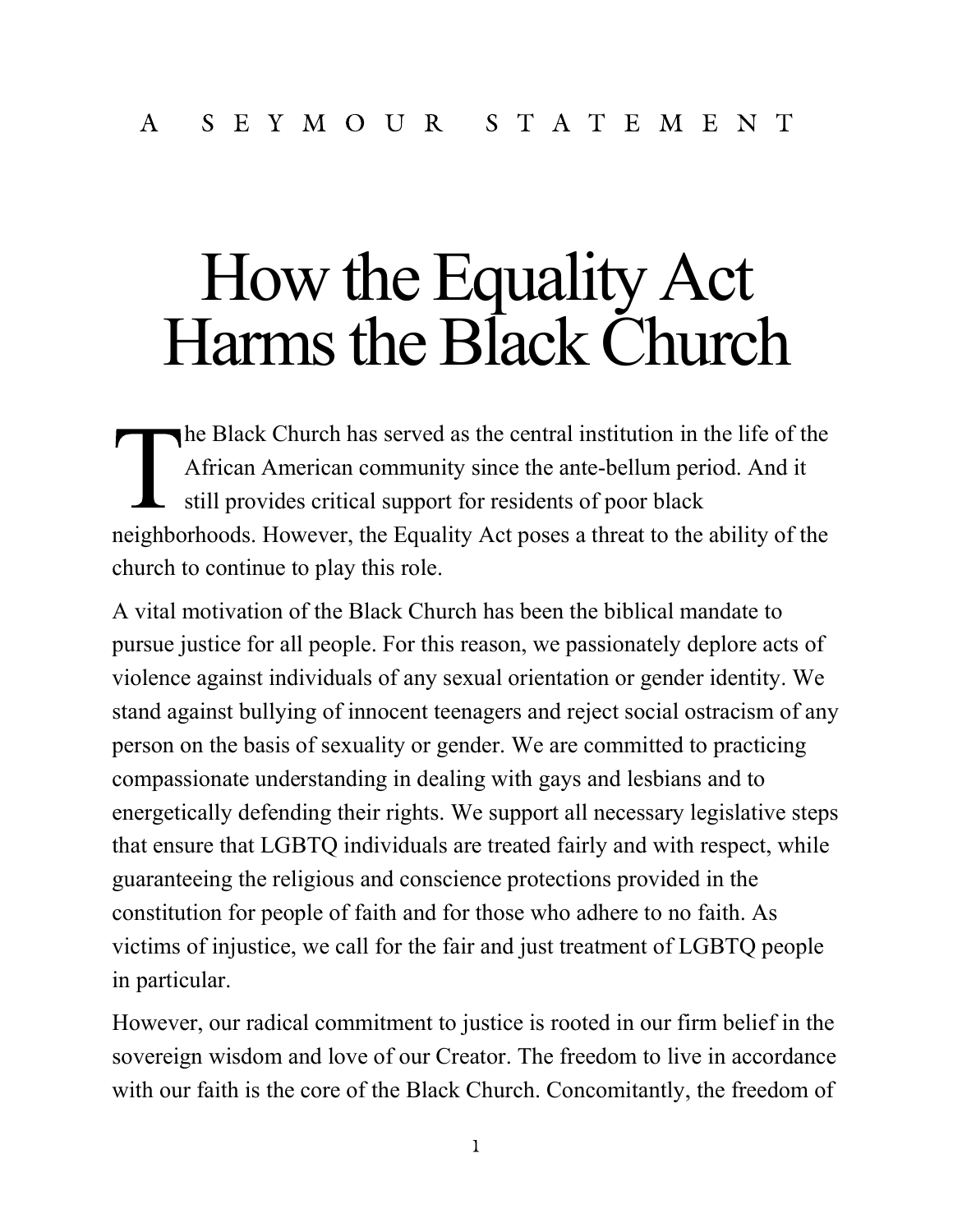A SEYMOUR STATEMENT

# How the Equality Act Harms the Black Church

The Black Church has served as the central institution in the life of the African American community since the ante-bellum period. And it still provides critical support for residents of poor black neighborhoods. However, the Equality Act poses a threat to the ability of the church to continue to play this role.

A vital motivation of the Black Church has been the biblical mandate to pursue justice for all people. For this reason, we passionately deplore acts of violence against individuals of any sexual orientation or gender identity. We stand against bullying of innocent teenagers and reject social ostracism of any person on the basis of sexuality or gender. We are committed to practicing compassionate understanding in dealing with gays and lesbians and to energetically defending their rights. We support all necessary legislative steps that ensure that LGBTQ individuals are treated fairly and with respect, while guaranteeing the religious and conscience protections provided in the constitution for people of faith and for those who adhere to no faith. As victims of injustice, we call for the fair and just treatment of LGBTQ people in particular.

However, our radical commitment to justice is rooted in our firm belief in the sovereign wisdom and love of our Creator. The freedom to live in accordance with our faith is the core of the Black Church. Concomitantly, the freedom of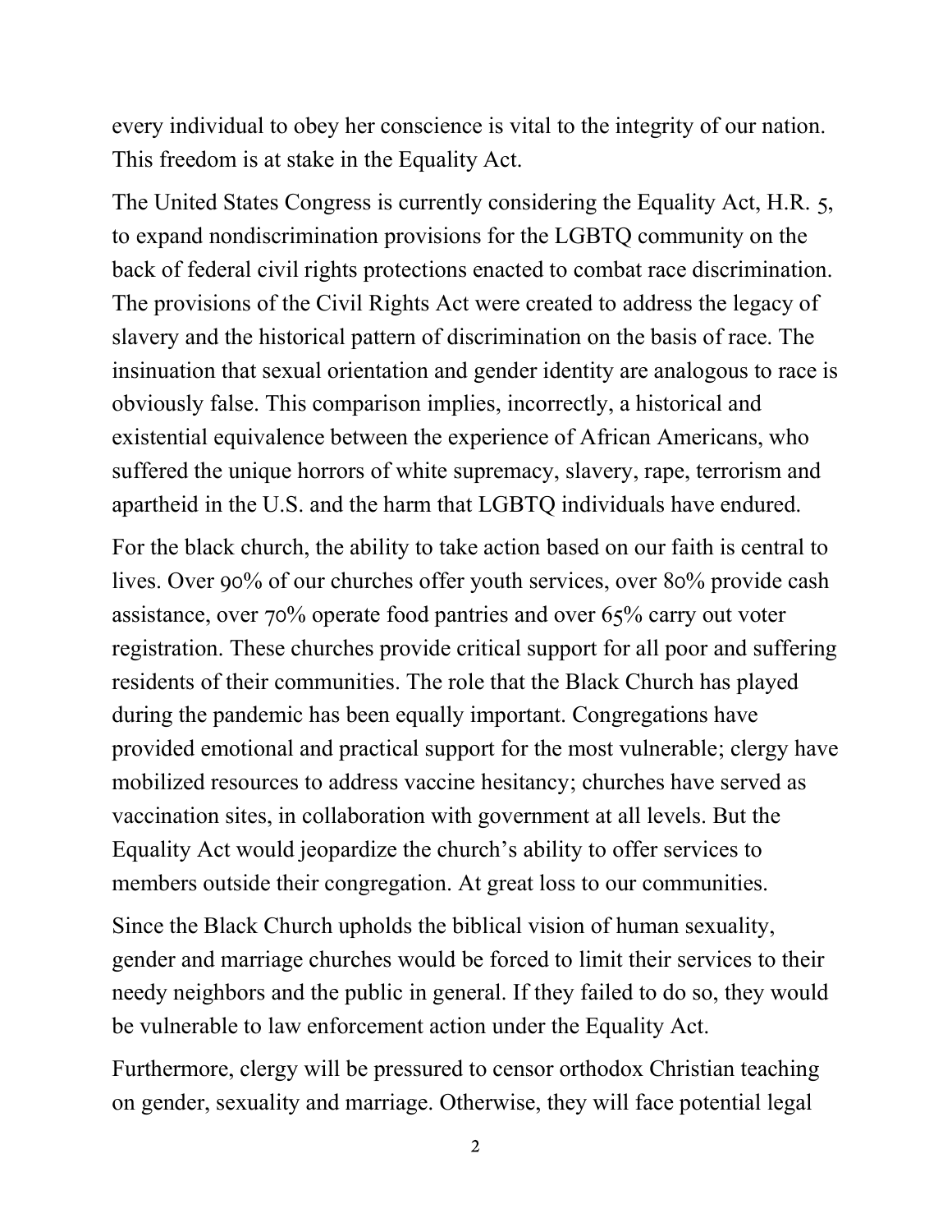every individual to obey her conscience is vital to the integrity of our nation. This freedom is at stake in the Equality Act.

The United States Congress is currently considering the Equality Act, H.R. 5, to expand nondiscrimination provisions for the LGBTQ community on the back of federal civil rights protections enacted to combat race discrimination. The provisions of the Civil Rights Act were created to address the legacy of slavery and the historical pattern of discrimination on the basis of race. The insinuation that sexual orientation and gender identity are analogous to race is obviously false. This comparison implies, incorrectly, a historical and existential equivalence between the experience of African Americans, who suffered the unique horrors of white supremacy, slavery, rape, terrorism and apartheid in the U.S. and the harm that LGBTQ individuals have endured.

For the black church, the ability to take action based on our faith is central to lives. Over 90% of our churches offer youth services, over 80% provide cash assistance, over 70% operate food pantries and over 65% carry out voter registration. These churches provide critical support for all poor and suffering residents of their communities. The role that the Black Church has played during the pandemic has been equally important. Congregations have provided emotional and practical support for the most vulnerable; clergy have mobilized resources to address vaccine hesitancy; churches have served as vaccination sites, in collaboration with government at all levels. But the Equality Act would jeopardize the church's ability to offer services to members outside their congregation. At great loss to our communities.

Since the Black Church upholds the biblical vision of human sexuality, gender and marriage churches would be forced to limit their services to their needy neighbors and the public in general. If they failed to do so, they would be vulnerable to law enforcement action under the Equality Act.

Furthermore, clergy will be pressured to censor orthodox Christian teaching on gender, sexuality and marriage. Otherwise, they will face potential legal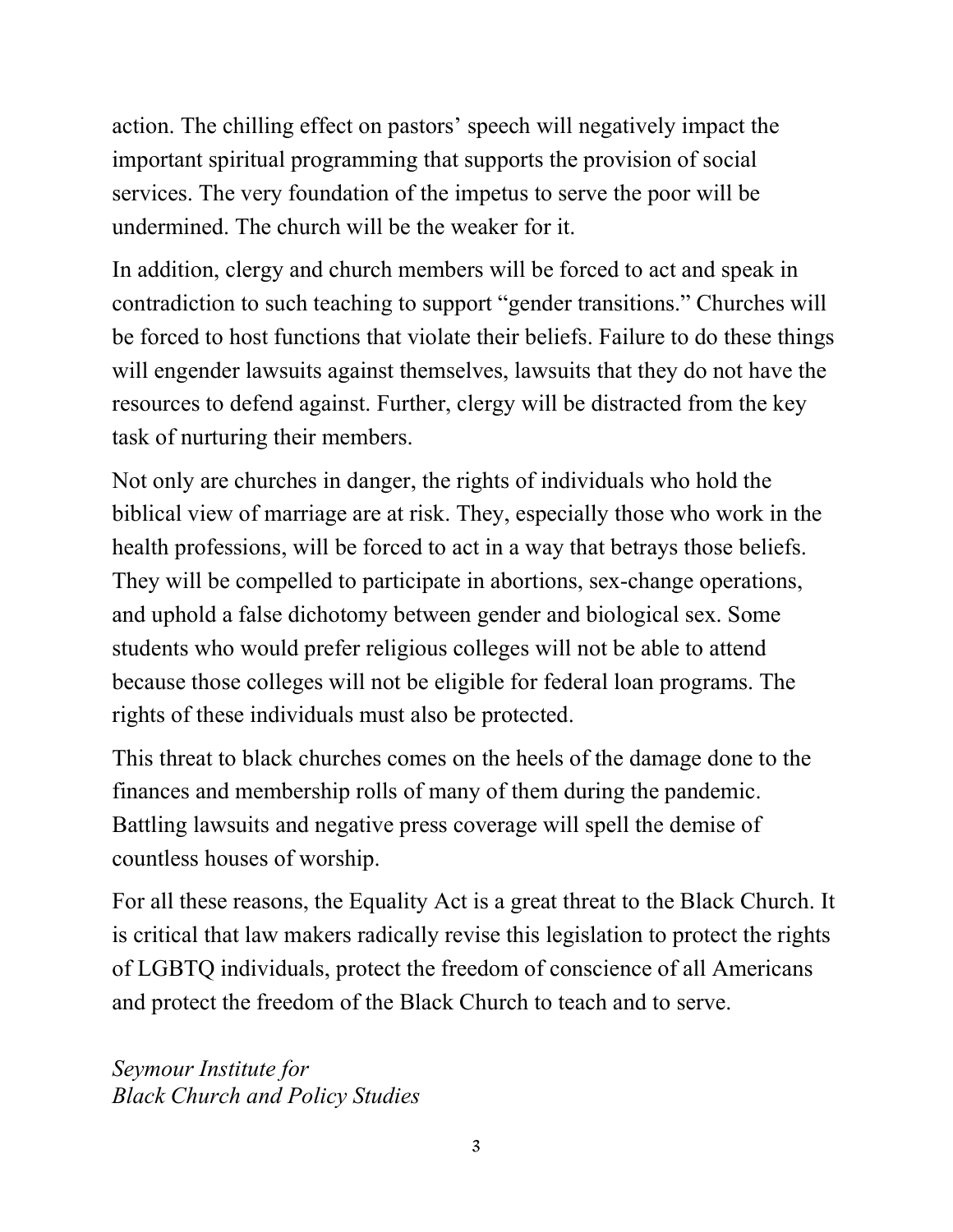action. The chilling effect on pastors' speech will negatively impact the important spiritual programming that supports the provision of social services. The very foundation of the impetus to serve the poor will be undermined. The church will be the weaker for it.

In addition, clergy and church members will be forced to act and speak in contradiction to such teaching to support "gender transitions." Churches will be forced to host functions that violate their beliefs. Failure to do these things will engender lawsuits against themselves, lawsuits that they do not have the resources to defend against. Further, clergy will be distracted from the key task of nurturing their members.

Not only are churches in danger, the rights of individuals who hold the biblical view of marriage are at risk. They, especially those who work in the health professions, will be forced to act in a way that betrays those beliefs. They will be compelled to participate in abortions, sex-change operations, and uphold a false dichotomy between gender and biological sex. Some students who would prefer religious colleges will not be able to attend because those colleges will not be eligible for federal loan programs. The rights of these individuals must also be protected.

This threat to black churches comes on the heels of the damage done to the finances and membership rolls of many of them during the pandemic. Battling lawsuits and negative press coverage will spell the demise of countless houses of worship.

For all these reasons, the Equality Act is a great threat to the Black Church. It is critical that law makers radically revise this legislation to protect the rights of LGBTQ individuals, protect the freedom of conscience of all Americans and protect the freedom of the Black Church to teach and to serve.

*Seymour Institute for*
*Black Church and Policy Studies*